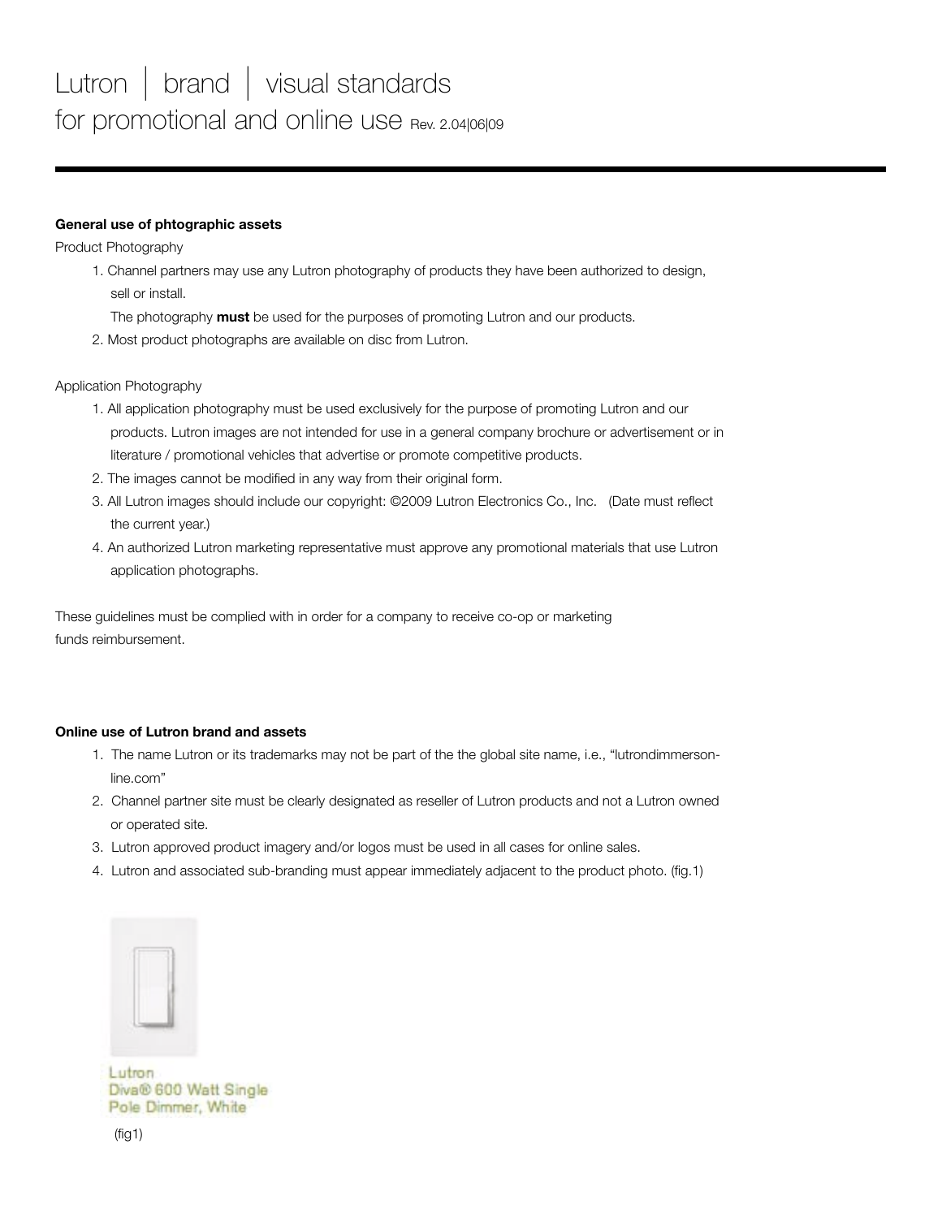# Lutron │ brand │ visual standards
## for promotional and online use Rev. 2.04|06|09

**General use of phtographic assets**

Product Photography

1. Channel partners may use any Lutron photography of products they have been authorized to design, sell or install.

   The photography **must** be used for the purposes of promoting Lutron and our products.
2. Most product photographs are available on disc from Lutron.

Application Photography

1. All application photography must be used exclusively for the purpose of promoting Lutron and our products. Lutron images are not intended for use in a general company brochure or advertisement or in literature / promotional vehicles that advertise or promote competitive products.
2. The images cannot be modified in any way from their original form.
3. All Lutron images should include our copyright: ©2009 Lutron Electronics Co., Inc. (Date must reflect the current year.)
4. An authorized Lutron marketing representative must approve any promotional materials that use Lutron application photographs.

These guidelines must be complied with in order for a company to receive co-op or marketing funds reimbursement.

**Online use of Lutron brand and assets**

1. The name Lutron or its trademarks may not be part of the the global site name, i.e., "lutrondimmerson-line.com"
2. Channel partner site must be clearly designated as reseller of Lutron products and not a Lutron owned or operated site.
3. Lutron approved product imagery and/or logos must be used in all cases for online sales.
4. Lutron and associated sub-branding must appear immediately adjacent to the product photo. (fig.1)

Lutron
Diva® 600 Watt Single
Pole Dimmer, White

(fig1)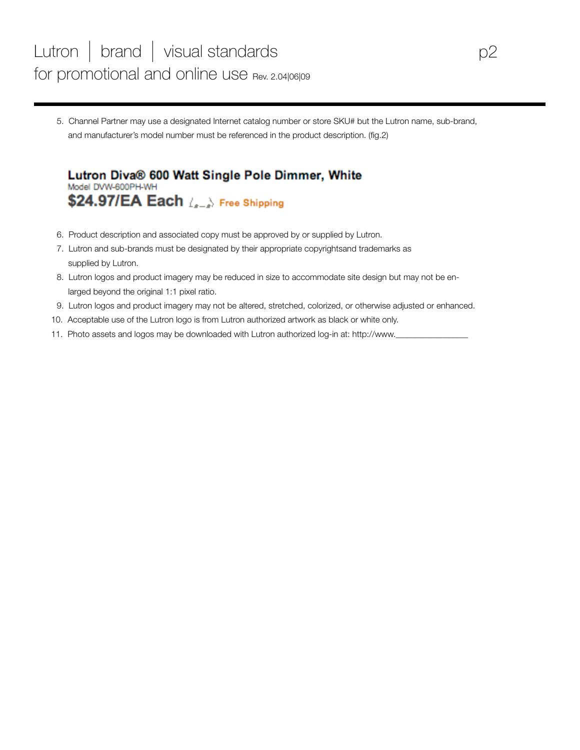5. Channel Partner may use a designated Internet catalog number or store SKU# but the Lutron name, sub-brand, and manufacturer's model number must be referenced in the product description. (fig.2)

**Lutron Diva® 600 Watt Single Pole Dimmer, White**
Model DVW-600PH-WH
**$24.97/EA Each** Free Shipping

6. Product description and associated copy must be approved by or supplied by Lutron.
7. Lutron and sub-brands must be designated by their appropriate copyrightsand trademarks as supplied by Lutron.
8. Lutron logos and product imagery may be reduced in size to accommodate site design but may not be en-larged beyond the original 1:1 pixel ratio.
9. Lutron logos and product imagery may not be altered, stretched, colorized, or otherwise adjusted or enhanced.
10. Acceptable use of the Lutron logo is from Lutron authorized artwork as black or white only.
11. Photo assets and logos may be downloaded with Lutron authorized log-in at: http://www.________________